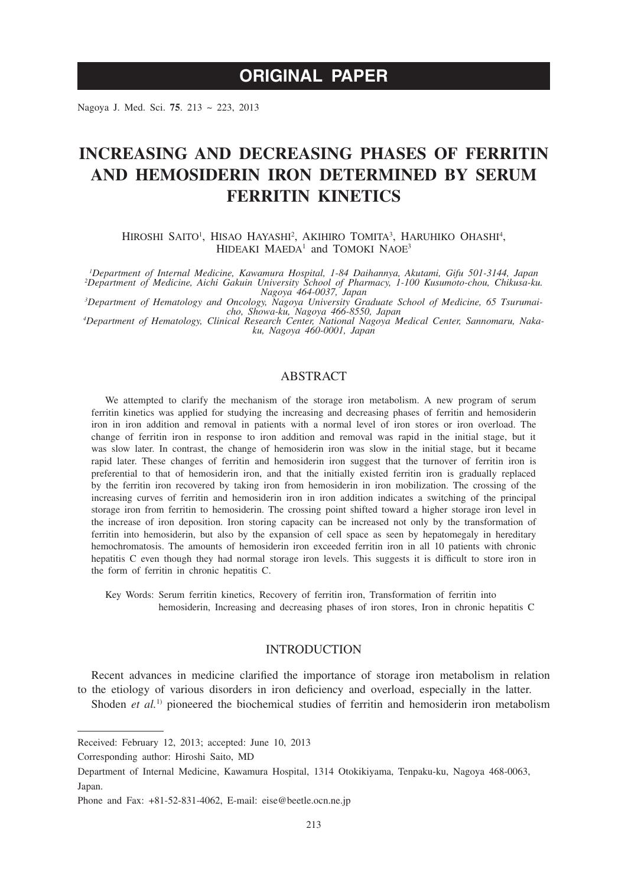**ORIGINAL PAPER**

# INCREASING AND DECREASING PHASES OF FERRITIN AND HEMOSIDERIN IRON DETERMINED BY SERUM FERRITIN KINETICS

Hiroshi Saito[1], Hisao Hayashi[2], Akihiro Tomita[3], Haruhiko Ohashi[4], Hideaki Maeda[1] and Tomoki Naoe[3]

[1]*Department of Internal Medicine, Kawamura Hospital, 1-84 Daihannya, Akutami, Gifu 501-3144, Japan*
[2]*Department of Medicine, Aichi Gakuin University School of Pharmacy, 1-100 Kusumoto-chou, Chikusa-ku. Nagoya 464-0037, Japan*
[3]*Department of Hematology and Oncology, Nagoya University Graduate School of Medicine, 65 Tsurumai-cho, Showa-ku, Nagoya 466-8550, Japan*
[4]*Department of Hematology, Clinical Research Center, National Nagoya Medical Center, Sannomaru, Naka-ku, Nagoya 460-0001, Japan*

## ABSTRACT

We attempted to clarify the mechanism of the storage iron metabolism. A new program of serum ferritin kinetics was applied for studying the increasing and decreasing phases of ferritin and hemosiderin iron in iron addition and removal in patients with a normal level of iron stores or iron overload. The change of ferritin iron in response to iron addition and removal was rapid in the initial stage, but it was slow later. In contrast, the change of hemosiderin iron was slow in the initial stage, but it became rapid later. These changes of ferritin and hemosiderin iron suggest that the turnover of ferritin iron is preferential to that of hemosiderin iron, and that the initially existed ferritin iron is gradually replaced by the ferritin iron recovered by taking iron from hemosiderin iron in iron mobilization. The crossing of the increasing curves of ferritin and hemosiderin iron in iron addition indicates a switching of the principal storage iron from ferritin to hemosiderin. The crossing point shifted toward a higher storage iron level in the increase of iron deposition. Iron storing capacity can be increased not only by the transformation of ferritin into hemosiderin, but also by the expansion of cell space as seen by hepatomegaly in hereditary hemochromatosis. The amounts of hemosiderin iron exceeded ferritin iron in all 10 patients with chronic hepatitis C even though they had normal storage iron levels. This suggests it is difficult to store iron in the form of ferritin in chronic hepatitis C.

Key Words: Serum ferritin kinetics, Recovery of ferritin iron, Transformation of ferritin into hemosiderin, Increasing and decreasing phases of iron stores, Iron in chronic hepatitis C

## INTRODUCTION

Recent advances in medicine clarified the importance of storage iron metabolism in relation to the etiology of various disorders in iron deficiency and overload, especially in the latter.

Shoden *et al.*[1] pioneered the biochemical studies of ferritin and hemosiderin iron metabolism

---

Received: February 12, 2013; accepted: June 10, 2013

Corresponding author: Hiroshi Saito, MD

Department of Internal Medicine, Kawamura Hospital, 1314 Otokikiyama, Tenpaku-ku, Nagoya 468-0063, Japan.

Phone and Fax: +81-52-831-4062, E-mail: eise@beetle.ocn.ne.jp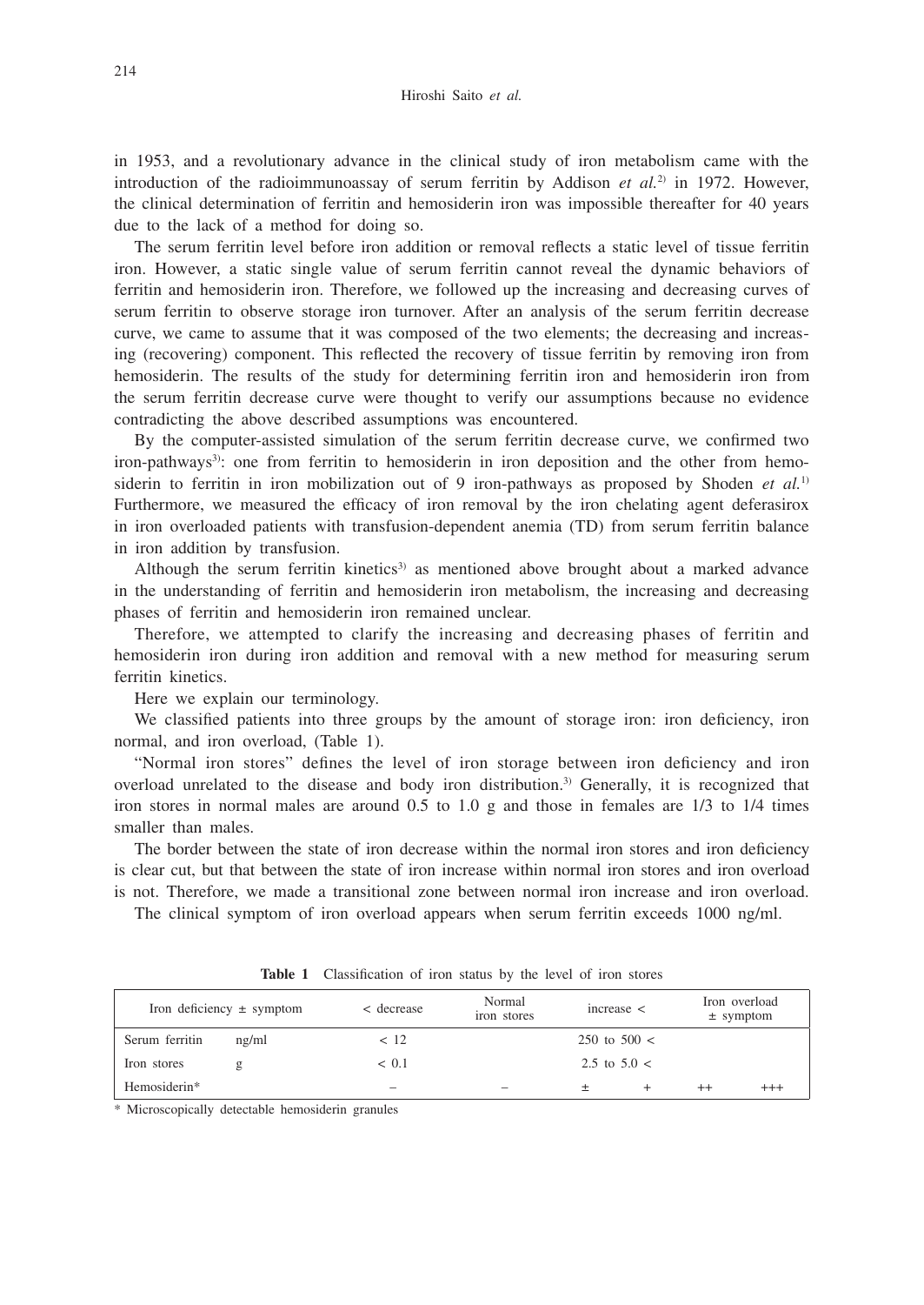in 1953, and a revolutionary advance in the clinical study of iron metabolism came with the introduction of the radioimmunoassay of serum ferritin by Addison *et al.*[2] in 1972. However, the clinical determination of ferritin and hemosiderin iron was impossible thereafter for 40 years due to the lack of a method for doing so.

The serum ferritin level before iron addition or removal reflects a static level of tissue ferritin iron. However, a static single value of serum ferritin cannot reveal the dynamic behaviors of ferritin and hemosiderin iron. Therefore, we followed up the increasing and decreasing curves of serum ferritin to observe storage iron turnover. After an analysis of the serum ferritin decrease curve, we came to assume that it was composed of the two elements; the decreasing and increasing (recovering) component. This reflected the recovery of tissue ferritin by removing iron from hemosiderin. The results of the study for determining ferritin iron and hemosiderin iron from the serum ferritin decrease curve were thought to verify our assumptions because no evidence contradicting the above described assumptions was encountered.

By the computer-assisted simulation of the serum ferritin decrease curve, we confirmed two iron-pathways[3]: one from ferritin to hemosiderin in iron deposition and the other from hemosiderin to ferritin in iron mobilization out of 9 iron-pathways as proposed by Shoden *et al.*[1] Furthermore, we measured the efficacy of iron removal by the iron chelating agent deferasirox in iron overloaded patients with transfusion-dependent anemia (TD) from serum ferritin balance in iron addition by transfusion.

Although the serum ferritin kinetics[3] as mentioned above brought about a marked advance in the understanding of ferritin and hemosiderin iron metabolism, the increasing and decreasing phases of ferritin and hemosiderin iron remained unclear.

Therefore, we attempted to clarify the increasing and decreasing phases of ferritin and hemosiderin iron during iron addition and removal with a new method for measuring serum ferritin kinetics.

Here we explain our terminology.

We classified patients into three groups by the amount of storage iron: iron deficiency, iron normal, and iron overload, (Table 1).

"Normal iron stores" defines the level of iron storage between iron deficiency and iron overload unrelated to the disease and body iron distribution.[3] Generally, it is recognized that iron stores in normal males are around 0.5 to 1.0 g and those in females are 1/3 to 1/4 times smaller than males.

The border between the state of iron decrease within the normal iron stores and iron deficiency is clear cut, but that between the state of iron increase within normal iron stores and iron overload is not. Therefore, we made a transitional zone between normal iron increase and iron overload.

The clinical symptom of iron overload appears when serum ferritin exceeds 1000 ng/ml.

**Table 1** Classification of iron status by the level of iron stores

| Iron deficiency ± symptom | | < decrease | Normal iron stores | increase < | | Iron overload ± symptom | |
|---|---|---|---|---|---|---|---|
| Serum ferritin | ng/ml | < 12 | | 250 to 500 < | | | |
| Iron stores | g | < 0.1 | | 2.5 to 5.0 < | | | |
| Hemosiderin* | | – | – | ± | + | ++ | +++ |

\* Microscopically detectable hemosiderin granules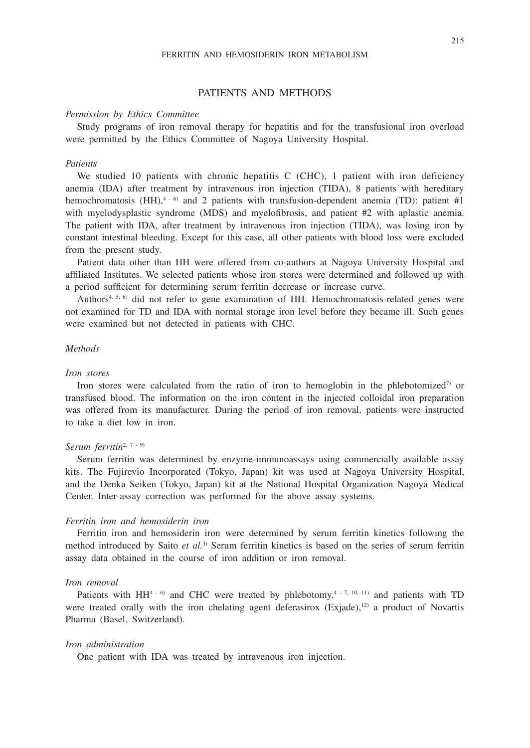## PATIENTS AND METHODS

### *Permission by Ethics Committee*

Study programs of iron removal therapy for hepatitis and for the transfusional iron overload were permitted by the Ethics Committee of Nagoya University Hospital.

### *Patients*

We studied 10 patients with chronic hepatitis C (CHC), 1 patient with iron deficiency anemia (IDA) after treatment by intravenous iron injection (TIDA), 8 patients with hereditary hemochromatosis (HH),[4-6] and 2 patients with transfusion-dependent anemia (TD): patient #1 with myelodysplastic syndrome (MDS) and myelofibrosis, and patient #2 with aplastic anemia. The patient with IDA, after treatment by intravenous iron injection (TIDA), was losing iron by constant intestinal bleeding. Except for this case, all other patients with blood loss were excluded from the present study.

Patient data other than HH were offered from co-authors at Nagoya University Hospital and affiliated Institutes. We selected patients whose iron stores were determined and followed up with a period sufficient for determining serum ferritin decrease or increase curve.

Authors[4,5,6] did not refer to gene examination of HH. Hemochromatosis-related genes were not examined for TD and IDA with normal storage iron level before they became ill. Such genes were examined but not detected in patients with CHC.

### *Methods*

#### *Iron stores*

Iron stores were calculated from the ratio of iron to hemoglobin in the phlebotomized[7] or transfused blood. The information on the iron content in the injected colloidal iron preparation was offered from its manufacturer. During the period of iron removal, patients were instructed to take a diet low in iron.

#### *Serum ferritin*[2,7-9]

Serum ferritin was determined by enzyme-immunoassays using commercially available assay kits. The Fujirevio Incorporated (Tokyo, Japan) kit was used at Nagoya University Hospital, and the Denka Seiken (Tokyo, Japan) kit at the National Hospital Organization Nagoya Medical Center. Inter-assay correction was performed for the above assay systems.

#### *Ferritin iron and hemosiderin iron*

Ferritin iron and hemosiderin iron were determined by serum ferritin kinetics following the method introduced by Saito *et al.*[3] Serum ferritin kinetics is based on the series of serum ferritin assay data obtained in the course of iron addition or iron removal.

#### *Iron removal*

Patients with HH[4-6] and CHC were treated by phlebotomy.[4-7,10,11] and patients with TD were treated orally with the iron chelating agent deferasirox (Exjade),[12] a product of Novartis Pharma (Basel, Switzerland).

#### *Iron administration*

One patient with IDA was treated by intravenous iron injection.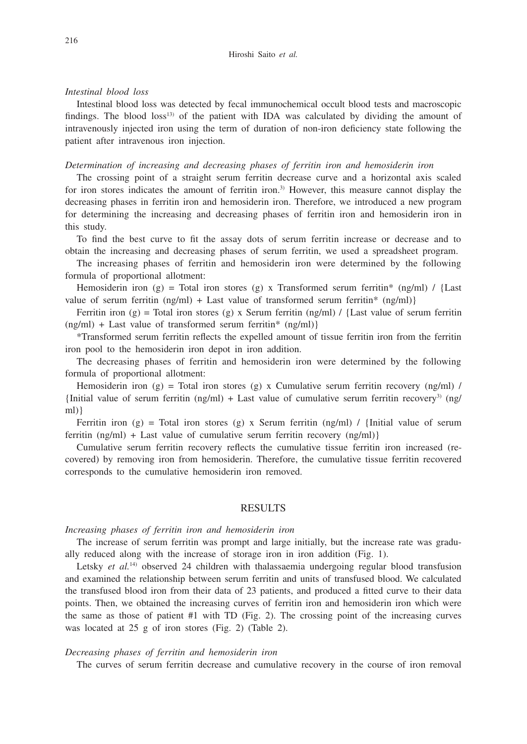*Intestinal blood loss*

Intestinal blood loss was detected by fecal immunochemical occult blood tests and macroscopic findings. The blood loss[13] of the patient with IDA was calculated by dividing the amount of intravenously injected iron using the term of duration of non-iron deficiency state following the patient after intravenous iron injection.

*Determination of increasing and decreasing phases of ferritin iron and hemosiderin iron*

The crossing point of a straight serum ferritin decrease curve and a horizontal axis scaled for iron stores indicates the amount of ferritin iron.[3] However, this measure cannot display the decreasing phases in ferritin iron and hemosiderin iron. Therefore, we introduced a new program for determining the increasing and decreasing phases of ferritin iron and hemosiderin iron in this study.

To find the best curve to fit the assay dots of serum ferritin increase or decrease and to obtain the increasing and decreasing phases of serum ferritin, we used a spreadsheet program.

The increasing phases of ferritin and hemosiderin iron were determined by the following formula of proportional allotment:

Hemosiderin iron (g) = Total iron stores (g) x Transformed serum ferritin* (ng/ml) / {Last value of serum ferritin (ng/ml) + Last value of transformed serum ferritin* (ng/ml)}

Ferritin iron (g) = Total iron stores (g) x Serum ferritin (ng/ml) / {Last value of serum ferritin (ng/ml) + Last value of transformed serum ferritin* (ng/ml)}

*Transformed serum ferritin reflects the expelled amount of tissue ferritin iron from the ferritin iron pool to the hemosiderin iron depot in iron addition.

The decreasing phases of ferritin and hemosiderin iron were determined by the following formula of proportional allotment:

Hemosiderin iron (g) = Total iron stores (g) x Cumulative serum ferritin recovery (ng/ml) / {Initial value of serum ferritin (ng/ml) + Last value of cumulative serum ferritin recovery[3] (ng/ml)}

Ferritin iron (g) = Total iron stores (g) x Serum ferritin (ng/ml) / {Initial value of serum ferritin (ng/ml) + Last value of cumulative serum ferritin recovery (ng/ml)}

Cumulative serum ferritin recovery reflects the cumulative tissue ferritin iron increased (recovered) by removing iron from hemosiderin. Therefore, the cumulative tissue ferritin recovered corresponds to the cumulative hemosiderin iron removed.

## RESULTS

*Increasing phases of ferritin iron and hemosiderin iron*

The increase of serum ferritin was prompt and large initially, but the increase rate was gradually reduced along with the increase of storage iron in iron addition (Fig. 1).

Letsky *et al.*[14] observed 24 children with thalassaemia undergoing regular blood transfusion and examined the relationship between serum ferritin and units of transfused blood. We calculated the transfused blood iron from their data of 23 patients, and produced a fitted curve to their data points. Then, we obtained the increasing curves of ferritin iron and hemosiderin iron which were the same as those of patient #1 with TD (Fig. 2). The crossing point of the increasing curves was located at 25 g of iron stores (Fig. 2) (Table 2).

*Decreasing phases of ferritin and hemosiderin iron*

The curves of serum ferritin decrease and cumulative recovery in the course of iron removal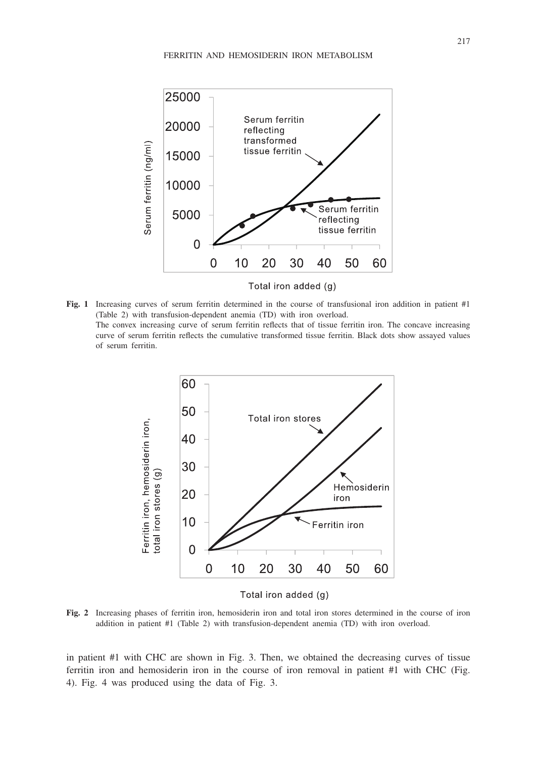**Fig. 1** Increasing curves of serum ferritin determined in the course of transfusional iron addition in patient #1 (Table 2) with transfusion-dependent anemia (TD) with iron overload.
The convex increasing curve of serum ferritin reflects that of tissue ferritin iron. The concave increasing curve of serum ferritin reflects the cumulative transformed tissue ferritin. Black dots show assayed values of serum ferritin.

**Fig. 2** Increasing phases of ferritin iron, hemosiderin iron and total iron stores determined in the course of iron addition in patient #1 (Table 2) with transfusion-dependent anemia (TD) with iron overload.

in patient #1 with CHC are shown in Fig. 3. Then, we obtained the decreasing curves of tissue ferritin iron and hemosiderin iron in the course of iron removal in patient #1 with CHC (Fig. 4). Fig. 4 was produced using the data of Fig. 3.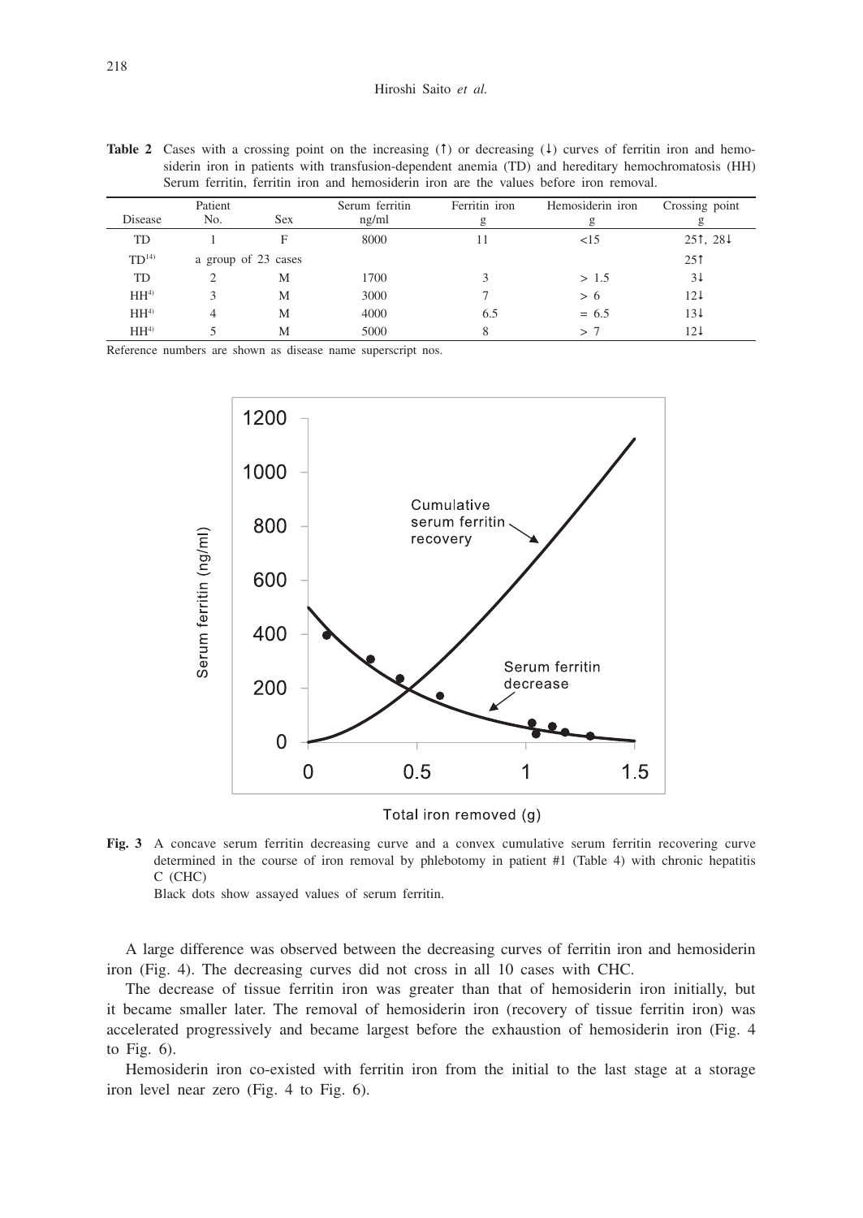**Table 2** Cases with a crossing point on the increasing (↑) or decreasing (↓) curves of ferritin iron and hemosiderin iron in patients with transfusion-dependent anemia (TD) and hereditary hemochromatosis (HH) Serum ferritin, ferritin iron and hemosiderin iron are the values before iron removal.

| Disease | Patient No. | Sex | Serum ferritin ng/ml | Ferritin iron g | Hemosiderin iron g | Crossing point g |
|---|---|---|---|---|---|---|
| TD | 1 | F | 8000 | 11 | <15 | 25↑, 28↓ |
| TD[14] | a group of 23 cases | | | | | 25↑ |
| TD | 2 | M | 1700 | 3 | > 1.5 | 3↓ |
| HH[4] | 3 | M | 3000 | 7 | > 6 | 12↓ |
| HH[4] | 4 | M | 4000 | 6.5 | = 6.5 | 13↓ |
| HH[4] | 5 | M | 5000 | 8 | > 7 | 12↓ |

Reference numbers are shown as disease name superscript nos.

**Fig. 3** A concave serum ferritin decreasing curve and a convex cumulative serum ferritin recovering curve determined in the course of iron removal by phlebotomy in patient #1 (Table 4) with chronic hepatitis C (CHC)

Black dots show assayed values of serum ferritin.

A large difference was observed between the decreasing curves of ferritin iron and hemosiderin iron (Fig. 4). The decreasing curves did not cross in all 10 cases with CHC.

The decrease of tissue ferritin iron was greater than that of hemosiderin iron initially, but it became smaller later. The removal of hemosiderin iron (recovery of tissue ferritin iron) was accelerated progressively and became largest before the exhaustion of hemosiderin iron (Fig. 4 to Fig. 6).

Hemosiderin iron co-existed with ferritin iron from the initial to the last stage at a storage iron level near zero (Fig. 4 to Fig. 6).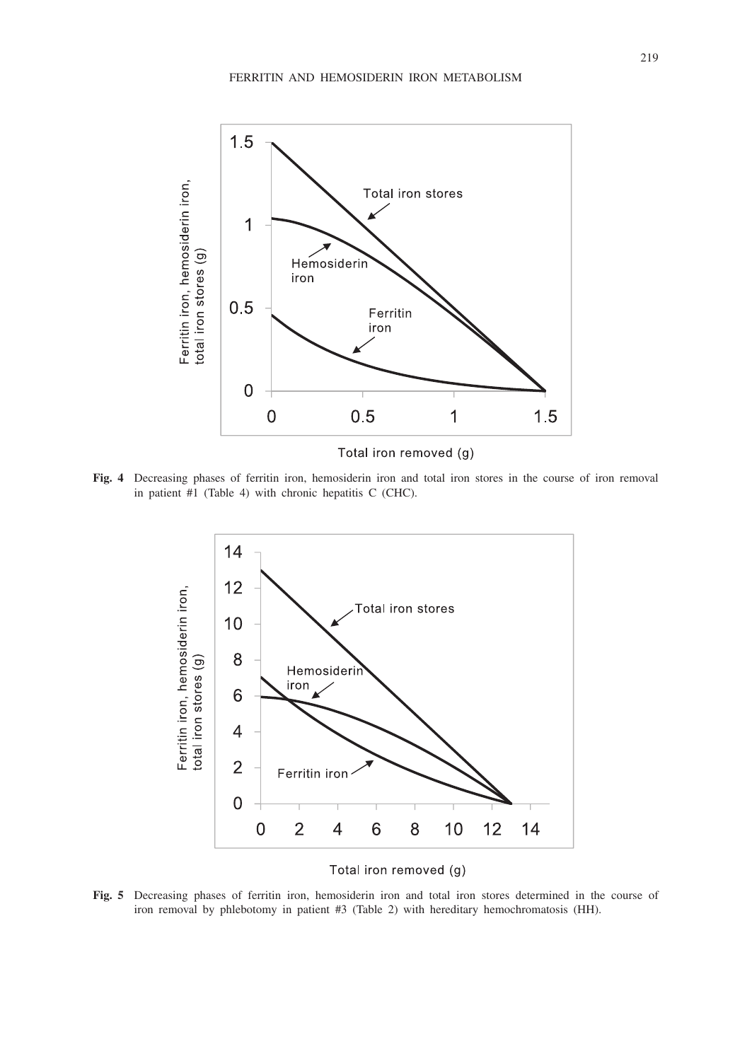**Fig. 4** Decreasing phases of ferritin iron, hemosiderin iron and total iron stores in the course of iron removal in patient #1 (Table 4) with chronic hepatitis C (CHC).

**Fig. 5** Decreasing phases of ferritin iron, hemosiderin iron and total iron stores determined in the course of iron removal by phlebotomy in patient #3 (Table 2) with hereditary hemochromatosis (HH).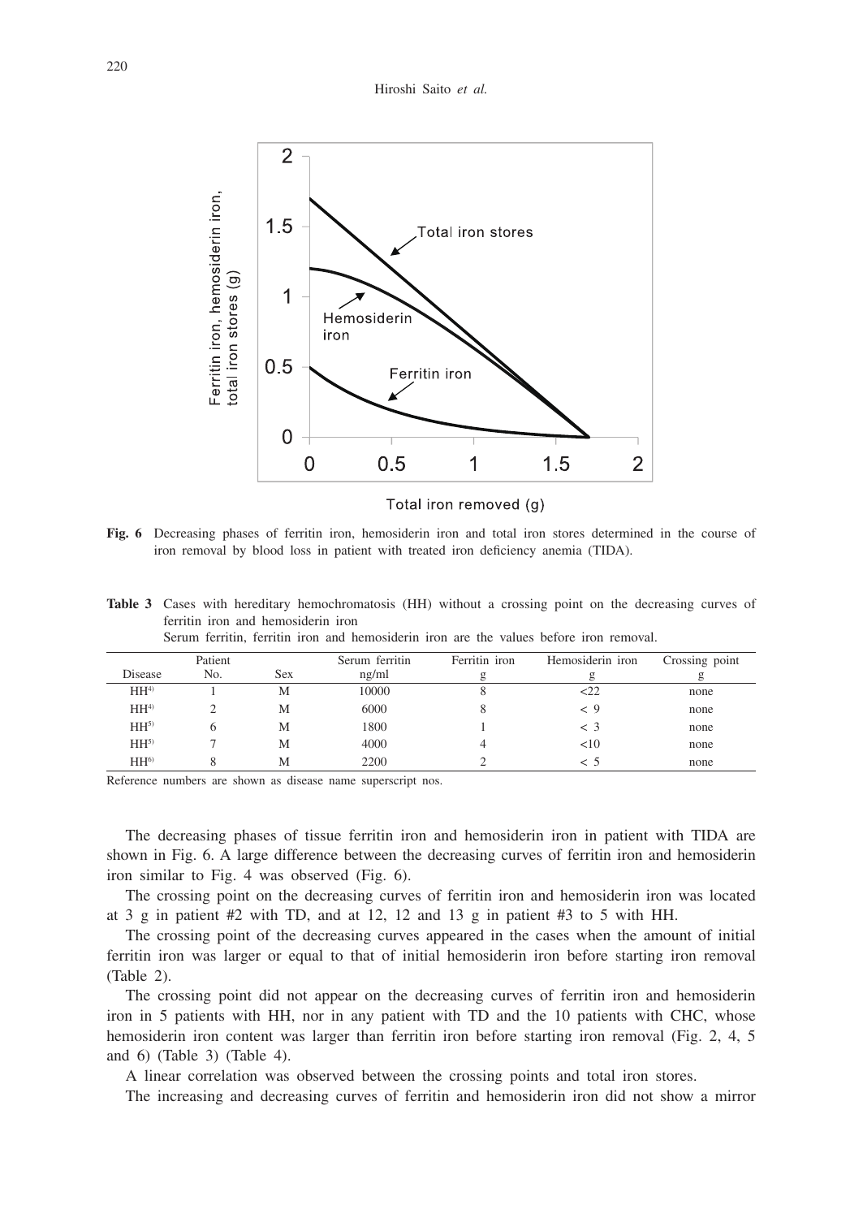**Fig. 6** Decreasing phases of ferritin iron, hemosiderin iron and total iron stores determined in the course of iron removal by blood loss in patient with treated iron deficiency anemia (TIDA).

**Table 3** Cases with hereditary hemochromatosis (HH) without a crossing point on the decreasing curves of ferritin iron and hemosiderin iron

Serum ferritin, ferritin iron and hemosiderin iron are the values before iron removal.

| Disease | Patient No. | Sex | Serum ferritin ng/ml | Ferritin iron g | Hemosiderin iron g | Crossing point g |
|---|---|---|---|---|---|---|
| HH[4] | 1 | M | 10000 | 8 | <22 | none |
| HH[4] | 2 | M | 6000 | 8 | < 9 | none |
| HH[5] | 6 | M | 1800 | 1 | < 3 | none |
| HH[5] | 7 | M | 4000 | 4 | <10 | none |
| HH[6] | 8 | M | 2200 | 2 | < 5 | none |

Reference numbers are shown as disease name superscript nos.

The decreasing phases of tissue ferritin iron and hemosiderin iron in patient with TIDA are shown in Fig. 6. A large difference between the decreasing curves of ferritin iron and hemosiderin iron similar to Fig. 4 was observed (Fig. 6).

The crossing point on the decreasing curves of ferritin iron and hemosiderin iron was located at 3 g in patient #2 with TD, and at 12, 12 and 13 g in patient #3 to 5 with HH.

The crossing point of the decreasing curves appeared in the cases when the amount of initial ferritin iron was larger or equal to that of initial hemosiderin iron before starting iron removal (Table 2).

The crossing point did not appear on the decreasing curves of ferritin iron and hemosiderin iron in 5 patients with HH, nor in any patient with TD and the 10 patients with CHC, whose hemosiderin iron content was larger than ferritin iron before starting iron removal (Fig. 2, 4, 5 and 6) (Table 3) (Table 4).

A linear correlation was observed between the crossing points and total iron stores.

The increasing and decreasing curves of ferritin and hemosiderin iron did not show a mirror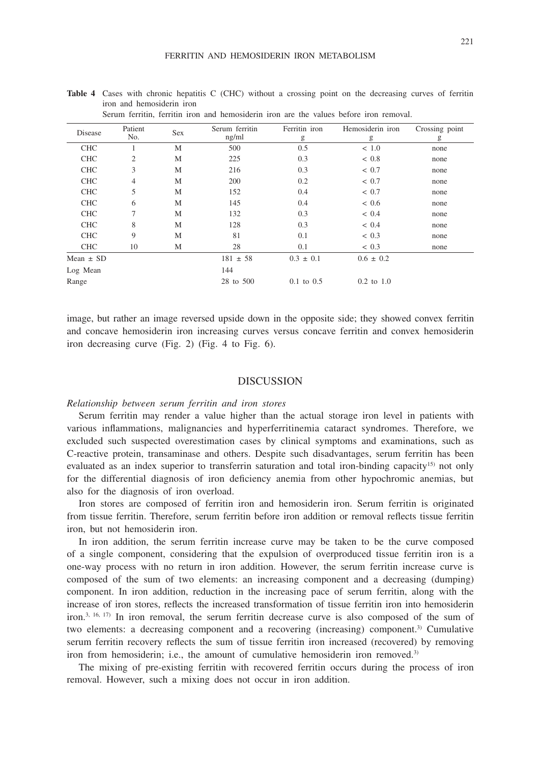**Table 4** Cases with chronic hepatitis C (CHC) without a crossing point on the decreasing curves of ferritin iron and hemosiderin iron

Serum ferritin, ferritin iron and hemosiderin iron are the values before iron removal.

| Disease | Patient No. | Sex | Serum ferritin ng/ml | Ferritin iron g | Hemosiderin iron g | Crossing point g |
|---|---|---|---|---|---|---|
| CHC | 1 | M | 500 | 0.5 | < 1.0 | none |
| CHC | 2 | M | 225 | 0.3 | < 0.8 | none |
| CHC | 3 | M | 216 | 0.3 | < 0.7 | none |
| CHC | 4 | M | 200 | 0.2 | < 0.7 | none |
| CHC | 5 | M | 152 | 0.4 | < 0.7 | none |
| CHC | 6 | M | 145 | 0.4 | < 0.6 | none |
| CHC | 7 | M | 132 | 0.3 | < 0.4 | none |
| CHC | 8 | M | 128 | 0.3 | < 0.4 | none |
| CHC | 9 | M | 81 | 0.1 | < 0.3 | none |
| CHC | 10 | M | 28 | 0.1 | < 0.3 | none |
| Mean ± SD | | | 181 ± 58 | 0.3 ± 0.1 | 0.6 ± 0.2 | |
| Log Mean | | | 144 | | | |
| Range | | | 28 to 500 | 0.1 to 0.5 | 0.2 to 1.0 | |

image, but rather an image reversed upside down in the opposite side; they showed convex ferritin and concave hemosiderin iron increasing curves versus concave ferritin and convex hemosiderin iron decreasing curve (Fig. 2) (Fig. 4 to Fig. 6).

## DISCUSSION

*Relationship between serum ferritin and iron stores*

Serum ferritin may render a value higher than the actual storage iron level in patients with various inflammations, malignancies and hyperferritinemia cataract syndromes. Therefore, we excluded such suspected overestimation cases by clinical symptoms and examinations, such as C-reactive protein, transaminase and others. Despite such disadvantages, serum ferritin has been evaluated as an index superior to transferrin saturation and total iron-binding capacity[15] not only for the differential diagnosis of iron deficiency anemia from other hypochromic anemias, but also for the diagnosis of iron overload.

Iron stores are composed of ferritin iron and hemosiderin iron. Serum ferritin is originated from tissue ferritin. Therefore, serum ferritin before iron addition or removal reflects tissue ferritin iron, but not hemosiderin iron.

In iron addition, the serum ferritin increase curve may be taken to be the curve composed of a single component, considering that the expulsion of overproduced tissue ferritin iron is a one-way process with no return in iron addition. However, the serum ferritin increase curve is composed of the sum of two elements: an increasing component and a decreasing (dumping) component. In iron addition, reduction in the increasing pace of serum ferritin, along with the increase of iron stores, reflects the increased transformation of tissue ferritin iron into hemosiderin iron.[3, 16, 17] In iron removal, the serum ferritin decrease curve is also composed of the sum of two elements: a decreasing component and a recovering (increasing) component.[3] Cumulative serum ferritin recovery reflects the sum of tissue ferritin iron increased (recovered) by removing iron from hemosiderin; i.e., the amount of cumulative hemosiderin iron removed.[3]

The mixing of pre-existing ferritin with recovered ferritin occurs during the process of iron removal. However, such a mixing does not occur in iron addition.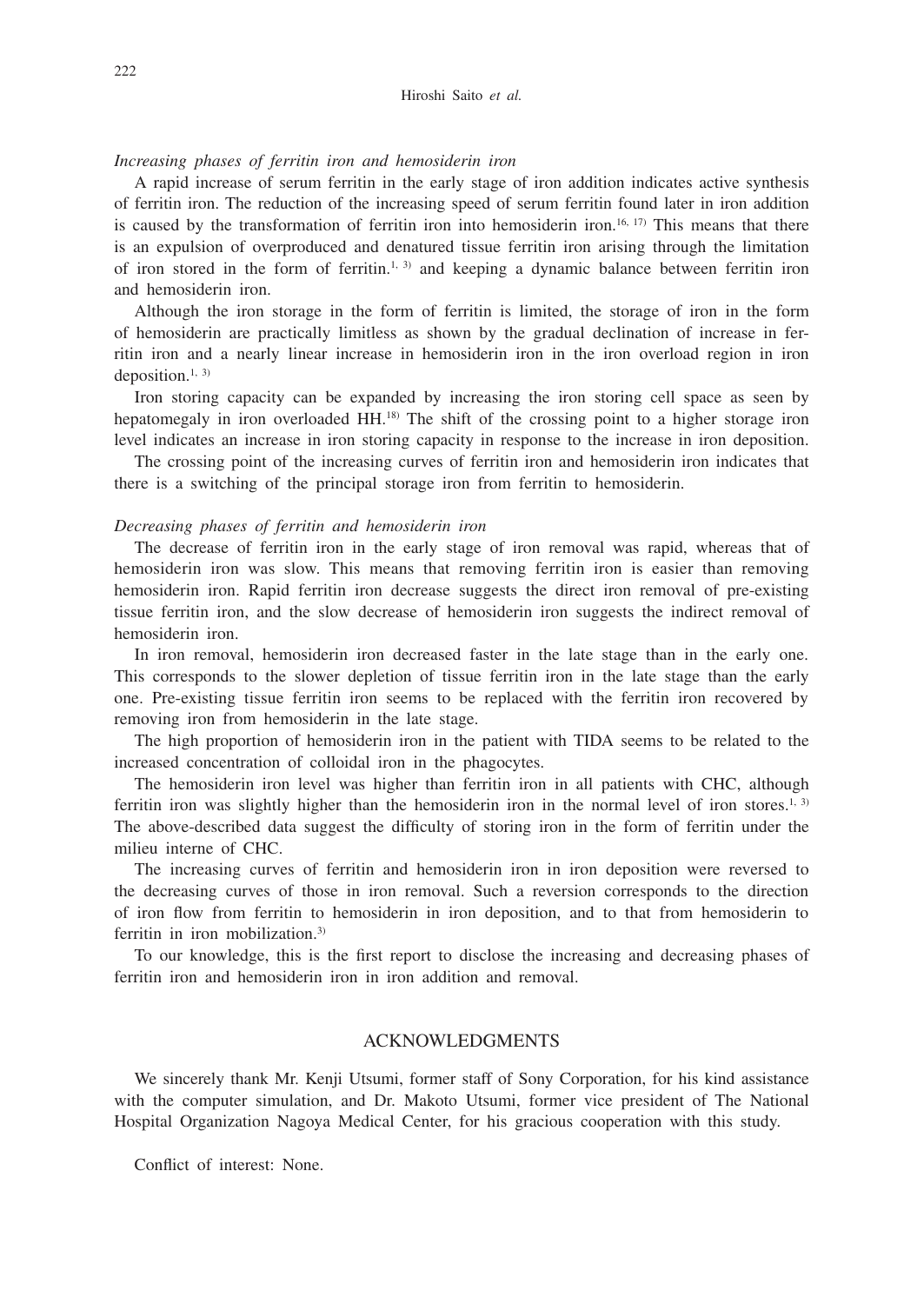*Increasing phases of ferritin iron and hemosiderin iron*

A rapid increase of serum ferritin in the early stage of iron addition indicates active synthesis of ferritin iron. The reduction of the increasing speed of serum ferritin found later in iron addition is caused by the transformation of ferritin iron into hemosiderin iron.[16, 17] This means that there is an expulsion of overproduced and denatured tissue ferritin iron arising through the limitation of iron stored in the form of ferritin.[1, 3] and keeping a dynamic balance between ferritin iron and hemosiderin iron.

Although the iron storage in the form of ferritin is limited, the storage of iron in the form of hemosiderin are practically limitless as shown by the gradual declination of increase in ferritin iron and a nearly linear increase in hemosiderin iron in the iron overload region in iron deposition.[1, 3]

Iron storing capacity can be expanded by increasing the iron storing cell space as seen by hepatomegaly in iron overloaded HH.[18] The shift of the crossing point to a higher storage iron level indicates an increase in iron storing capacity in response to the increase in iron deposition.

The crossing point of the increasing curves of ferritin iron and hemosiderin iron indicates that there is a switching of the principal storage iron from ferritin to hemosiderin.

*Decreasing phases of ferritin and hemosiderin iron*

The decrease of ferritin iron in the early stage of iron removal was rapid, whereas that of hemosiderin iron was slow. This means that removing ferritin iron is easier than removing hemosiderin iron. Rapid ferritin iron decrease suggests the direct iron removal of pre-existing tissue ferritin iron, and the slow decrease of hemosiderin iron suggests the indirect removal of hemosiderin iron.

In iron removal, hemosiderin iron decreased faster in the late stage than in the early one. This corresponds to the slower depletion of tissue ferritin iron in the late stage than the early one. Pre-existing tissue ferritin iron seems to be replaced with the ferritin iron recovered by removing iron from hemosiderin in the late stage.

The high proportion of hemosiderin iron in the patient with TIDA seems to be related to the increased concentration of colloidal iron in the phagocytes.

The hemosiderin iron level was higher than ferritin iron in all patients with CHC, although ferritin iron was slightly higher than the hemosiderin iron in the normal level of iron stores.[1, 3] The above-described data suggest the difficulty of storing iron in the form of ferritin under the milieu interne of CHC.

The increasing curves of ferritin and hemosiderin iron in iron deposition were reversed to the decreasing curves of those in iron removal. Such a reversion corresponds to the direction of iron flow from ferritin to hemosiderin in iron deposition, and to that from hemosiderin to ferritin in iron mobilization.[3]

To our knowledge, this is the first report to disclose the increasing and decreasing phases of ferritin iron and hemosiderin iron in iron addition and removal.

## ACKNOWLEDGMENTS

We sincerely thank Mr. Kenji Utsumi, former staff of Sony Corporation, for his kind assistance with the computer simulation, and Dr. Makoto Utsumi, former vice president of The National Hospital Organization Nagoya Medical Center, for his gracious cooperation with this study.

Conflict of interest: None.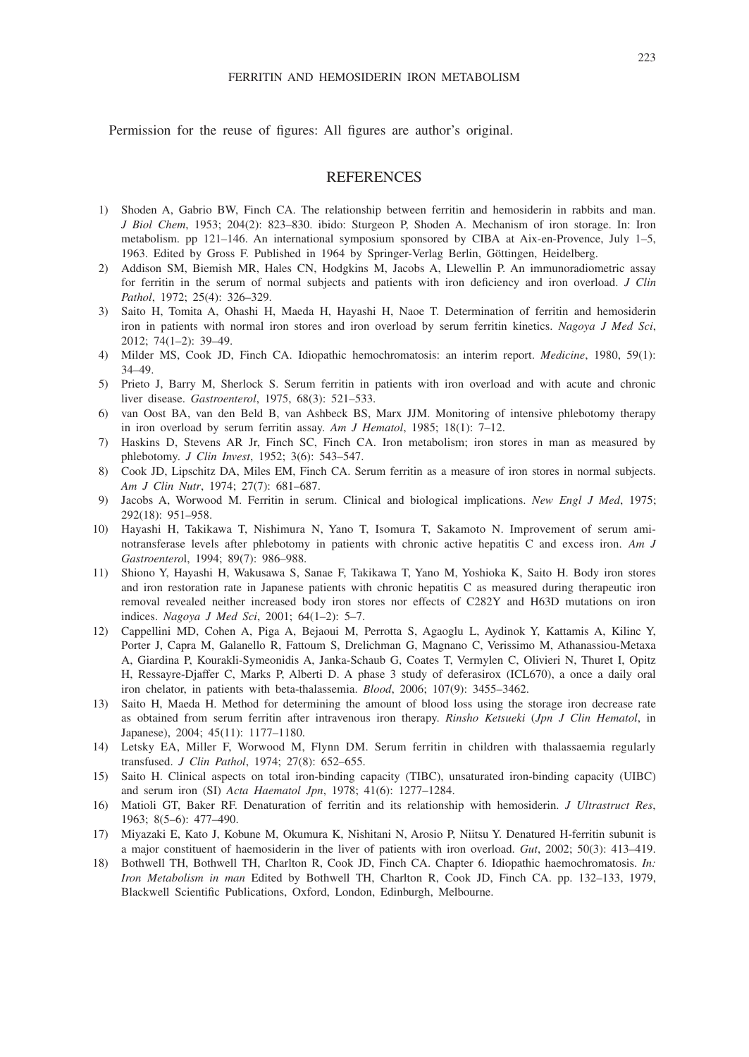Permission for the reuse of figures: All figures are author's original.

## REFERENCES

1) Shoden A, Gabrio BW, Finch CA. The relationship between ferritin and hemosiderin in rabbits and man. *J Biol Chem*, 1953; 204(2): 823–830. ibido: Sturgeon P, Shoden A. Mechanism of iron storage. In: Iron metabolism. pp 121–146. An international symposium sponsored by CIBA at Aix-en-Provence, July 1–5, 1963. Edited by Gross F. Published in 1964 by Springer-Verlag Berlin, Göttingen, Heidelberg.
2) Addison SM, Biemish MR, Hales CN, Hodgkins M, Jacobs A, Llewellin P. An immunoradiometric assay for ferritin in the serum of normal subjects and patients with iron deficiency and iron overload. *J Clin Pathol*, 1972; 25(4): 326–329.
3) Saito H, Tomita A, Ohashi H, Maeda H, Hayashi H, Naoe T. Determination of ferritin and hemosiderin iron in patients with normal iron stores and iron overload by serum ferritin kinetics. *Nagoya J Med Sci*, 2012; 74(1–2): 39–49.
4) Milder MS, Cook JD, Finch CA. Idiopathic hemochromatosis: an interim report. *Medicine*, 1980, 59(1): 34–49.
5) Prieto J, Barry M, Sherlock S. Serum ferritin in patients with iron overload and with acute and chronic liver disease. *Gastroenterol*, 1975, 68(3): 521–533.
6) van Oost BA, van den Beld B, van Ashbeck BS, Marx JJM. Monitoring of intensive phlebotomy therapy in iron overload by serum ferritin assay. *Am J Hematol*, 1985; 18(1): 7–12.
7) Haskins D, Stevens AR Jr, Finch SC, Finch CA. Iron metabolism; iron stores in man as measured by phlebotomy. *J Clin Invest*, 1952; 3(6): 543–547.
8) Cook JD, Lipschitz DA, Miles EM, Finch CA. Serum ferritin as a measure of iron stores in normal subjects. *Am J Clin Nutr*, 1974; 27(7): 681–687.
9) Jacobs A, Worwood M. Ferritin in serum. Clinical and biological implications. *New Engl J Med*, 1975; 292(18): 951–958.
10) Hayashi H, Takikawa T, Nishimura N, Yano T, Isomura T, Sakamoto N. Improvement of serum aminotransferase levels after phlebotomy in patients with chronic active hepatitis C and excess iron. *Am J Gastroenterol*, 1994; 89(7): 986–988.
11) Shiono Y, Hayashi H, Wakusawa S, Sanae F, Takikawa T, Yano M, Yoshioka K, Saito H. Body iron stores and iron restoration rate in Japanese patients with chronic hepatitis C as measured during therapeutic iron removal revealed neither increased body iron stores nor effects of C282Y and H63D mutations on iron indices. *Nagoya J Med Sci*, 2001; 64(1–2): 5–7.
12) Cappellini MD, Cohen A, Piga A, Bejaoui M, Perrotta S, Agaoglu L, Aydinok Y, Kattamis A, Kilinc Y, Porter J, Capra M, Galanello R, Fattoum S, Drelichman G, Magnano C, Verissimo M, Athanassiou-Metaxa A, Giardina P, Kourakli-Symeonidis A, Janka-Schaub G, Coates T, Vermylen C, Olivieri N, Thuret I, Opitz H, Ressayre-Djaffer C, Marks P, Alberti D. A phase 3 study of deferasirox (ICL670), a once a daily oral iron chelator, in patients with beta-thalassemia. *Blood*, 2006; 107(9): 3455–3462.
13) Saito H, Maeda H. Method for determining the amount of blood loss using the storage iron decrease rate as obtained from serum ferritin after intravenous iron therapy. *Rinsho Ketsueki* (*Jpn J Clin Hematol*, in Japanese), 2004; 45(11): 1177–1180.
14) Letsky EA, Miller F, Worwood M, Flynn DM. Serum ferritin in children with thalassaemia regularly transfused. *J Clin Pathol*, 1974; 27(8): 652–655.
15) Saito H. Clinical aspects on total iron-binding capacity (TIBC), unsaturated iron-binding capacity (UIBC) and serum iron (SI) *Acta Haematol Jpn*, 1978; 41(6): 1277–1284.
16) Matioli GT, Baker RF. Denaturation of ferritin and its relationship with hemosiderin. *J Ultrastruct Res*, 1963; 8(5–6): 477–490.
17) Miyazaki E, Kato J, Kobune M, Okumura K, Nishitani N, Arosio P, Niitsu Y. Denatured H-ferritin subunit is a major constituent of haemosiderin in the liver of patients with iron overload. *Gut*, 2002; 50(3): 413–419.
18) Bothwell TH, Bothwell TH, Charlton R, Cook JD, Finch CA. Chapter 6. Idiopathic haemochromatosis. *In: Iron Metabolism in man* Edited by Bothwell TH, Charlton R, Cook JD, Finch CA. pp. 132–133, 1979, Blackwell Scientific Publications, Oxford, London, Edinburgh, Melbourne.